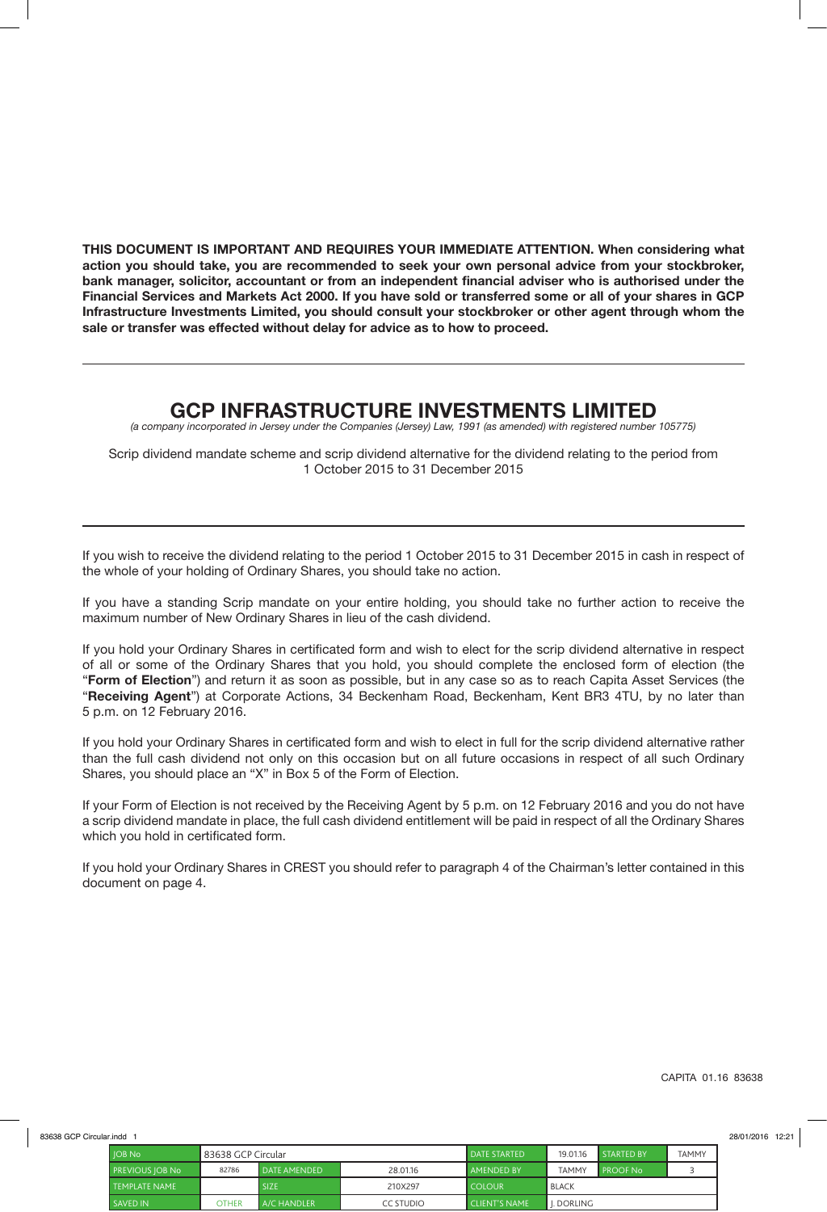**THIS DOCUMENT IS IMPORTANT AND REQUIRES YOUR IMMEDIATE ATTENTION. When considering what action you should take, you are recommended to seek your own personal advice from your stockbroker, bank manager, solicitor, accountant or from an independent financial adviser who is authorised under the Financial Services and Markets Act 2000. If you have sold or transferred some or all of your shares in GCP Infrastructure Investments Limited, you should consult your stockbroker or other agent through whom the sale or transfer was effected without delay for advice as to how to proceed.**

# GCP INFRASTRUCTURE INVESTMENTS LIMITED

*(a company incorporated in Jersey under the Companies (Jersey) Law, 1991 (as amended) with registered number 105775)*

Scrip dividend mandate scheme and scrip dividend alternative for the dividend relating to the period from 1 October 2015 to 31 December 2015

If you wish to receive the dividend relating to the period 1 October 2015 to 31 December 2015 in cash in respect of the whole of your holding of Ordinary Shares, you should take no action.

If you have a standing Scrip mandate on your entire holding, you should take no further action to receive the maximum number of New Ordinary Shares in lieu of the cash dividend.

If you hold your Ordinary Shares in certificated form and wish to elect for the scrip dividend alternative in respect of all or some of the Ordinary Shares that you hold, you should complete the enclosed form of election (the "**Form of Election**") and return it as soon as possible, but in any case so as to reach Capita Asset Services (the "**Receiving Agent**") at Corporate Actions, 34 Beckenham Road, Beckenham, Kent BR3 4TU, by no later than 5 p.m. on 12 February 2016.

If you hold your Ordinary Shares in certificated form and wish to elect in full for the scrip dividend alternative rather than the full cash dividend not only on this occasion but on all future occasions in respect of all such Ordinary Shares, you should place an "X" in Box 5 of the Form of Election.

If your Form of Election is not received by the Receiving Agent by 5 p.m. on 12 February 2016 and you do not have a scrip dividend mandate in place, the full cash dividend entitlement will be paid in respect of all the Ordinary Shares which you hold in certificated form.

If you hold your Ordinary Shares in CREST you should refer to paragraph 4 of the Chairman's letter contained in this document on page 4.

CAPITA 01.16 83638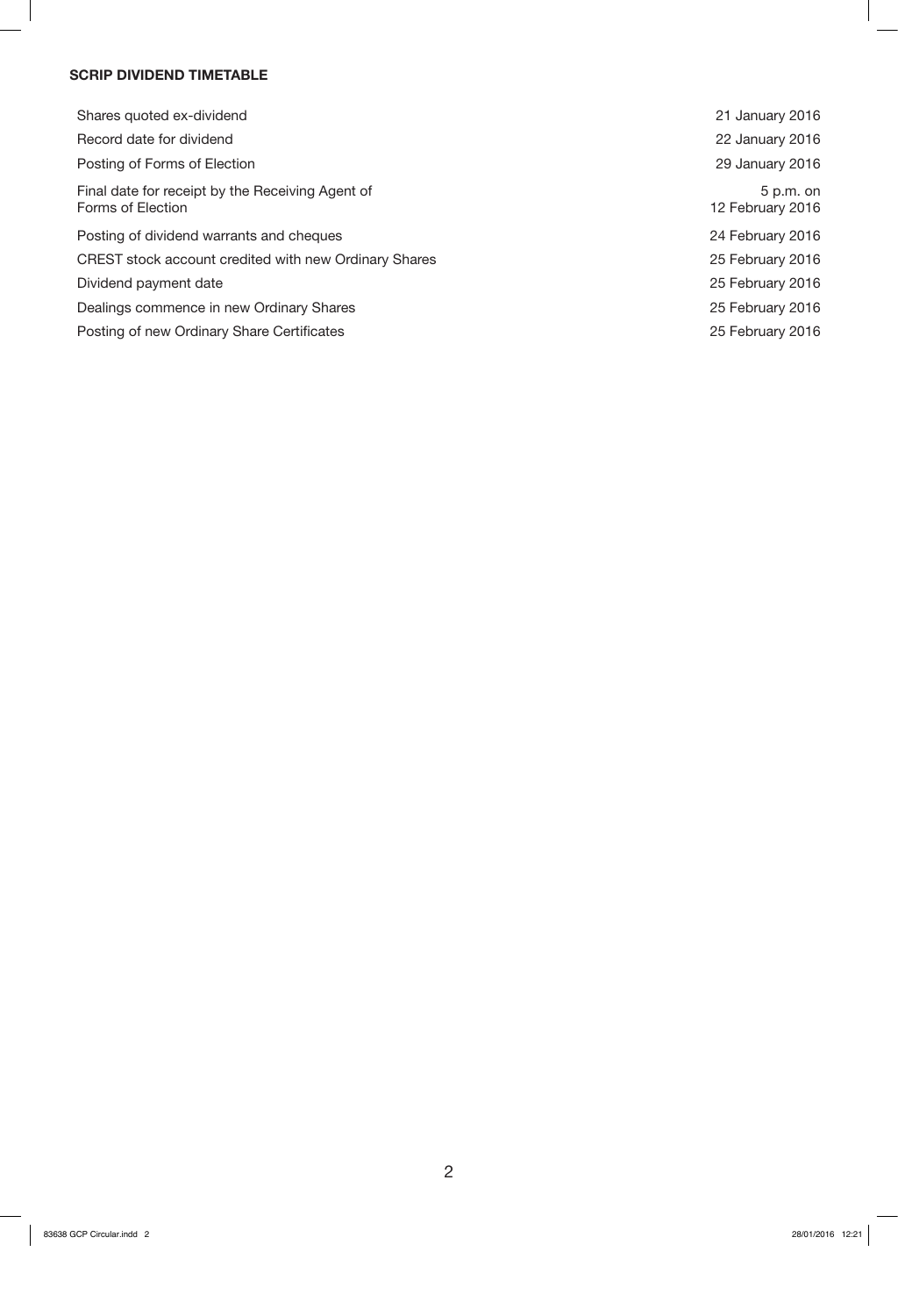### SCRIP DIVIDEND TIMETABLE

| | |
|---|---|
| Shares quoted ex-dividend | 21 January 2016 |
| Record date for dividend | 22 January 2016 |
| Posting of Forms of Election | 29 January 2016 |
| Final date for receipt by the Receiving Agent of Forms of Election | 5 p.m. on 12 February 2016 |
| Posting of dividend warrants and cheques | 24 February 2016 |
| CREST stock account credited with new Ordinary Shares | 25 February 2016 |
| Dividend payment date | 25 February 2016 |
| Dealings commence in new Ordinary Shares | 25 February 2016 |
| Posting of new Ordinary Share Certificates | 25 February 2016 |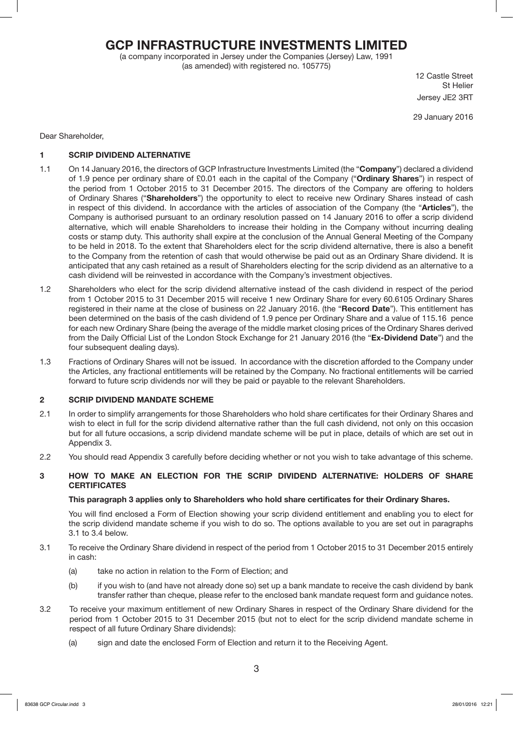# GCP INFRASTRUCTURE INVESTMENTS LIMITED

(a company incorporated in Jersey under the Companies (Jersey) Law, 1991
(as amended) with registered no. 105775)

12 Castle Street
St Helier
Jersey JE2 3RT

29 January 2016

Dear Shareholder,

## 1 SCRIP DIVIDEND ALTERNATIVE

1.1 On 14 January 2016, the directors of GCP Infrastructure Investments Limited (the "**Company**") declared a dividend of 1.9 pence per ordinary share of £0.01 each in the capital of the Company ("**Ordinary Shares**") in respect of the period from 1 October 2015 to 31 December 2015. The directors of the Company are offering to holders of Ordinary Shares ("**Shareholders**") the opportunity to elect to receive new Ordinary Shares instead of cash in respect of this dividend. In accordance with the articles of association of the Company (the "**Articles**"), the Company is authorised pursuant to an ordinary resolution passed on 14 January 2016 to offer a scrip dividend alternative, which will enable Shareholders to increase their holding in the Company without incurring dealing costs or stamp duty. This authority shall expire at the conclusion of the Annual General Meeting of the Company to be held in 2018. To the extent that Shareholders elect for the scrip dividend alternative, there is also a benefit to the Company from the retention of cash that would otherwise be paid out as an Ordinary Share dividend. It is anticipated that any cash retained as a result of Shareholders electing for the scrip dividend as an alternative to a cash dividend will be reinvested in accordance with the Company's investment objectives.

1.2 Shareholders who elect for the scrip dividend alternative instead of the cash dividend in respect of the period from 1 October 2015 to 31 December 2015 will receive 1 new Ordinary Share for every 60.6105 Ordinary Shares registered in their name at the close of business on 22 January 2016. (the "**Record Date**"). This entitlement has been determined on the basis of the cash dividend of 1.9 pence per Ordinary Share and a value of 115.16 pence for each new Ordinary Share (being the average of the middle market closing prices of the Ordinary Shares derived from the Daily Official List of the London Stock Exchange for 21 January 2016 (the "**Ex-Dividend Date**") and the four subsequent dealing days).

1.3 Fractions of Ordinary Shares will not be issued. In accordance with the discretion afforded to the Company under the Articles, any fractional entitlements will be retained by the Company. No fractional entitlements will be carried forward to future scrip dividends nor will they be paid or payable to the relevant Shareholders.

## 2 SCRIP DIVIDEND MANDATE SCHEME

2.1 In order to simplify arrangements for those Shareholders who hold share certificates for their Ordinary Shares and wish to elect in full for the scrip dividend alternative rather than the full cash dividend, not only on this occasion but for all future occasions, a scrip dividend mandate scheme will be put in place, details of which are set out in Appendix 3.

2.2 You should read Appendix 3 carefully before deciding whether or not you wish to take advantage of this scheme.

## 3 HOW TO MAKE AN ELECTION FOR THE SCRIP DIVIDEND ALTERNATIVE: HOLDERS OF SHARE CERTIFICATES

**This paragraph 3 applies only to Shareholders who hold share certificates for their Ordinary Shares.**

You will find enclosed a Form of Election showing your scrip dividend entitlement and enabling you to elect for the scrip dividend mandate scheme if you wish to do so. The options available to you are set out in paragraphs 3.1 to 3.4 below.

3.1 To receive the Ordinary Share dividend in respect of the period from 1 October 2015 to 31 December 2015 entirely in cash:

(a) take no action in relation to the Form of Election; and

(b) if you wish to (and have not already done so) set up a bank mandate to receive the cash dividend by bank transfer rather than cheque, please refer to the enclosed bank mandate request form and guidance notes.

3.2 To receive your maximum entitlement of new Ordinary Shares in respect of the Ordinary Share dividend for the period from 1 October 2015 to 31 December 2015 (but not to elect for the scrip dividend mandate scheme in respect of all future Ordinary Share dividends):

(a) sign and date the enclosed Form of Election and return it to the Receiving Agent.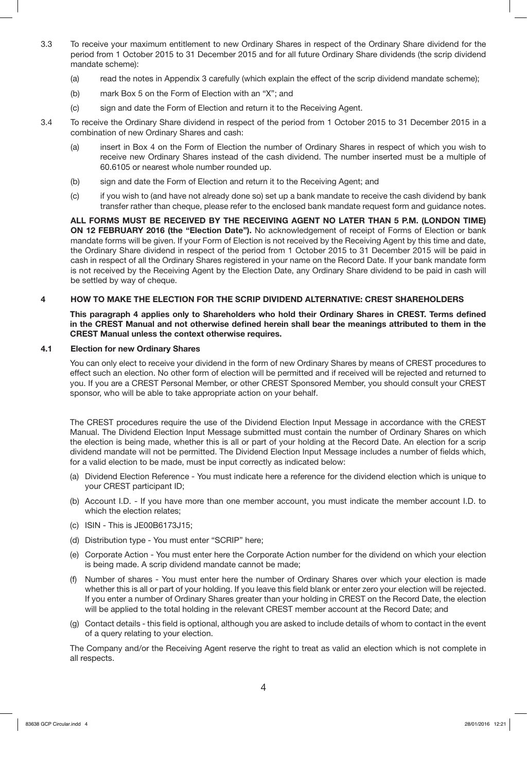3.3 To receive your maximum entitlement to new Ordinary Shares in respect of the Ordinary Share dividend for the period from 1 October 2015 to 31 December 2015 and for all future Ordinary Share dividends (the scrip dividend mandate scheme):

(a) read the notes in Appendix 3 carefully (which explain the effect of the scrip dividend mandate scheme);

(b) mark Box 5 on the Form of Election with an "X"; and

(c) sign and date the Form of Election and return it to the Receiving Agent.

3.4 To receive the Ordinary Share dividend in respect of the period from 1 October 2015 to 31 December 2015 in a combination of new Ordinary Shares and cash:

(a) insert in Box 4 on the Form of Election the number of Ordinary Shares in respect of which you wish to receive new Ordinary Shares instead of the cash dividend. The number inserted must be a multiple of 60.6105 or nearest whole number rounded up.

(b) sign and date the Form of Election and return it to the Receiving Agent; and

(c) if you wish to (and have not already done so) set up a bank mandate to receive the cash dividend by bank transfer rather than cheque, please refer to the enclosed bank mandate request form and guidance notes.

**ALL FORMS MUST BE RECEIVED BY THE RECEIVING AGENT NO LATER THAN 5 P.M. (LONDON TIME) ON 12 FEBRUARY 2016 (the "Election Date").** No acknowledgement of receipt of Forms of Election or bank mandate forms will be given. If your Form of Election is not received by the Receiving Agent by this time and date, the Ordinary Share dividend in respect of the period from 1 October 2015 to 31 December 2015 will be paid in cash in respect of all the Ordinary Shares registered in your name on the Record Date. If your bank mandate form is not received by the Receiving Agent by the Election Date, any Ordinary Share dividend to be paid in cash will be settled by way of cheque.

## 4 HOW TO MAKE THE ELECTION FOR THE SCRIP DIVIDEND ALTERNATIVE: CREST SHAREHOLDERS

**This paragraph 4 applies only to Shareholders who hold their Ordinary Shares in CREST. Terms defined in the CREST Manual and not otherwise defined herein shall bear the meanings attributed to them in the CREST Manual unless the context otherwise requires.**

### 4.1 Election for new Ordinary Shares

You can only elect to receive your dividend in the form of new Ordinary Shares by means of CREST procedures to effect such an election. No other form of election will be permitted and if received will be rejected and returned to you. If you are a CREST Personal Member, or other CREST Sponsored Member, you should consult your CREST sponsor, who will be able to take appropriate action on your behalf.

The CREST procedures require the use of the Dividend Election Input Message in accordance with the CREST Manual. The Dividend Election Input Message submitted must contain the number of Ordinary Shares on which the election is being made, whether this is all or part of your holding at the Record Date. An election for a scrip dividend mandate will not be permitted. The Dividend Election Input Message includes a number of fields which, for a valid election to be made, must be input correctly as indicated below:

(a) Dividend Election Reference - You must indicate here a reference for the dividend election which is unique to your CREST participant ID;

(b) Account I.D. - If you have more than one member account, you must indicate the member account I.D. to which the election relates;

(c) ISIN - This is JE00B6173J15;

(d) Distribution type - You must enter "SCRIP" here;

(e) Corporate Action - You must enter here the Corporate Action number for the dividend on which your election is being made. A scrip dividend mandate cannot be made;

(f) Number of shares - You must enter here the number of Ordinary Shares over which your election is made whether this is all or part of your holding. If you leave this field blank or enter zero your election will be rejected. If you enter a number of Ordinary Shares greater than your holding in CREST on the Record Date, the election will be applied to the total holding in the relevant CREST member account at the Record Date; and

(g) Contact details - this field is optional, although you are asked to include details of whom to contact in the event of a query relating to your election.

The Company and/or the Receiving Agent reserve the right to treat as valid an election which is not complete in all respects.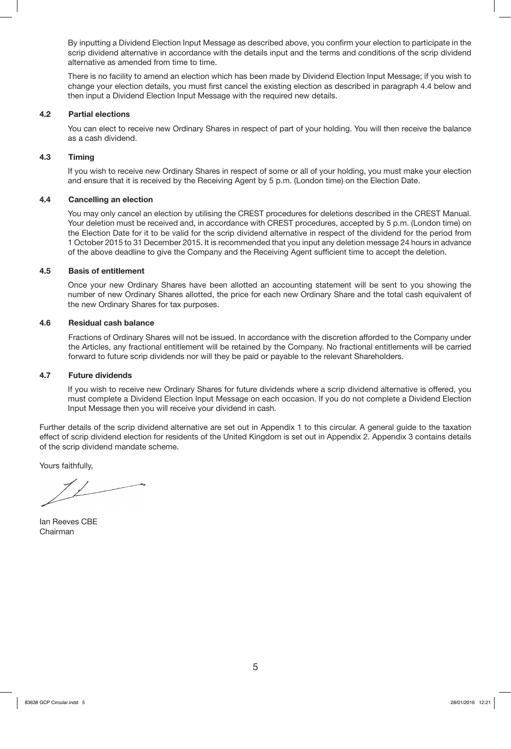By inputting a Dividend Election Input Message as described above, you confirm your election to participate in the scrip dividend alternative in accordance with the details input and the terms and conditions of the scrip dividend alternative as amended from time to time.

There is no facility to amend an election which has been made by Dividend Election Input Message; if you wish to change your election details, you must first cancel the existing election as described in paragraph 4.4 below and then input a Dividend Election Input Message with the required new details.

### 4.2 Partial elections

You can elect to receive new Ordinary Shares in respect of part of your holding. You will then receive the balance as a cash dividend.

### 4.3 Timing

If you wish to receive new Ordinary Shares in respect of some or all of your holding, you must make your election and ensure that it is received by the Receiving Agent by 5 p.m. (London time) on the Election Date.

### 4.4 Cancelling an election

You may only cancel an election by utilising the CREST procedures for deletions described in the CREST Manual. Your deletion must be received and, in accordance with CREST procedures, accepted by 5 p.m. (London time) on the Election Date for it to be valid for the scrip dividend alternative in respect of the dividend for the period from 1 October 2015 to 31 December 2015. It is recommended that you input any deletion message 24 hours in advance of the above deadline to give the Company and the Receiving Agent sufficient time to accept the deletion.

### 4.5 Basis of entitlement

Once your new Ordinary Shares have been allotted an accounting statement will be sent to you showing the number of new Ordinary Shares allotted, the price for each new Ordinary Share and the total cash equivalent of the new Ordinary Shares for tax purposes.

### 4.6 Residual cash balance

Fractions of Ordinary Shares will not be issued. In accordance with the discretion afforded to the Company under the Articles, any fractional entitlement will be retained by the Company. No fractional entitlements will be carried forward to future scrip dividends nor will they be paid or payable to the relevant Shareholders.

### 4.7 Future dividends

If you wish to receive new Ordinary Shares for future dividends where a scrip dividend alternative is offered, you must complete a Dividend Election Input Message on each occasion. If you do not complete a Dividend Election Input Message then you will receive your dividend in cash.

Further details of the scrip dividend alternative are set out in Appendix 1 to this circular. A general guide to the taxation effect of scrip dividend election for residents of the United Kingdom is set out in Appendix 2. Appendix 3 contains details of the scrip dividend mandate scheme.

Yours faithfully,

Ian Reeves CBE
Chairman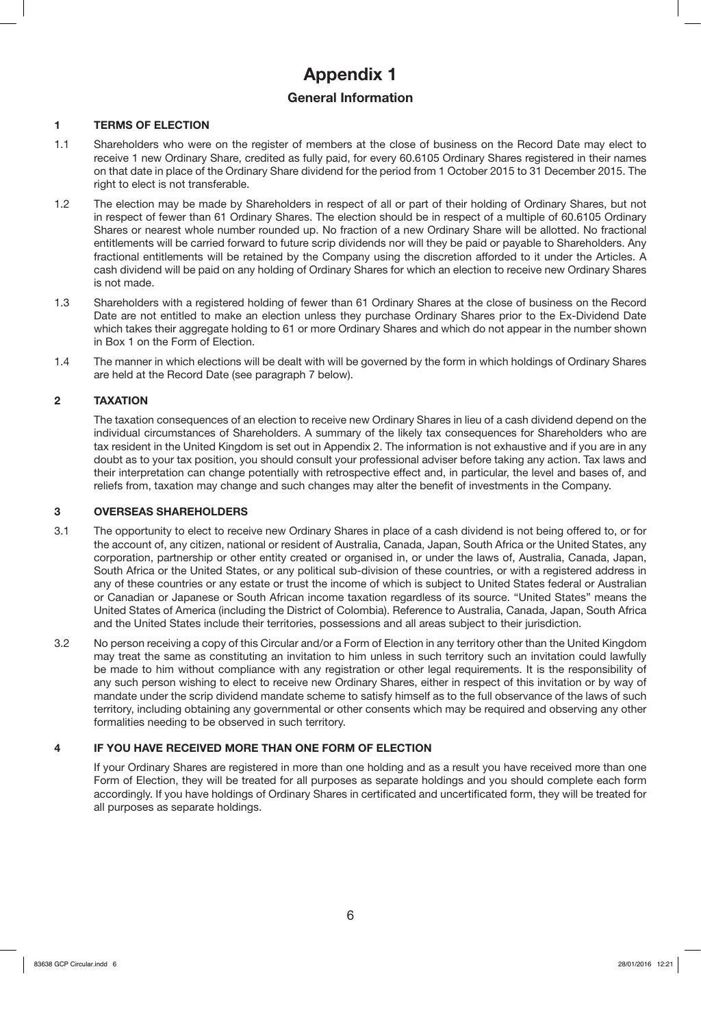# Appendix 1

## General Information

### 1 TERMS OF ELECTION

1.1 Shareholders who were on the register of members at the close of business on the Record Date may elect to receive 1 new Ordinary Share, credited as fully paid, for every 60.6105 Ordinary Shares registered in their names on that date in place of the Ordinary Share dividend for the period from 1 October 2015 to 31 December 2015. The right to elect is not transferable.

1.2 The election may be made by Shareholders in respect of all or part of their holding of Ordinary Shares, but not in respect of fewer than 61 Ordinary Shares. The election should be in respect of a multiple of 60.6105 Ordinary Shares or nearest whole number rounded up. No fraction of a new Ordinary Share will be allotted. No fractional entitlements will be carried forward to future scrip dividends nor will they be paid or payable to Shareholders. Any fractional entitlements will be retained by the Company using the discretion afforded to it under the Articles. A cash dividend will be paid on any holding of Ordinary Shares for which an election to receive new Ordinary Shares is not made.

1.3 Shareholders with a registered holding of fewer than 61 Ordinary Shares at the close of business on the Record Date are not entitled to make an election unless they purchase Ordinary Shares prior to the Ex-Dividend Date which takes their aggregate holding to 61 or more Ordinary Shares and which do not appear in the number shown in Box 1 on the Form of Election.

1.4 The manner in which elections will be dealt with will be governed by the form in which holdings of Ordinary Shares are held at the Record Date (see paragraph 7 below).

### 2 TAXATION

The taxation consequences of an election to receive new Ordinary Shares in lieu of a cash dividend depend on the individual circumstances of Shareholders. A summary of the likely tax consequences for Shareholders who are tax resident in the United Kingdom is set out in Appendix 2. The information is not exhaustive and if you are in any doubt as to your tax position, you should consult your professional adviser before taking any action. Tax laws and their interpretation can change potentially with retrospective effect and, in particular, the level and bases of, and reliefs from, taxation may change and such changes may alter the benefit of investments in the Company.

### 3 OVERSEAS SHAREHOLDERS

3.1 The opportunity to elect to receive new Ordinary Shares in place of a cash dividend is not being offered to, or for the account of, any citizen, national or resident of Australia, Canada, Japan, South Africa or the United States, any corporation, partnership or other entity created or organised in, or under the laws of, Australia, Canada, Japan, South Africa or the United States, or any political sub-division of these countries, or with a registered address in any of these countries or any estate or trust the income of which is subject to United States federal or Australian or Canadian or Japanese or South African income taxation regardless of its source. "United States" means the United States of America (including the District of Colombia). Reference to Australia, Canada, Japan, South Africa and the United States include their territories, possessions and all areas subject to their jurisdiction.

3.2 No person receiving a copy of this Circular and/or a Form of Election in any territory other than the United Kingdom may treat the same as constituting an invitation to him unless in such territory such an invitation could lawfully be made to him without compliance with any registration or other legal requirements. It is the responsibility of any such person wishing to elect to receive new Ordinary Shares, either in respect of this invitation or by way of mandate under the scrip dividend mandate scheme to satisfy himself as to the full observance of the laws of such territory, including obtaining any governmental or other consents which may be required and observing any other formalities needing to be observed in such territory.

### 4 IF YOU HAVE RECEIVED MORE THAN ONE FORM OF ELECTION

If your Ordinary Shares are registered in more than one holding and as a result you have received more than one Form of Election, they will be treated for all purposes as separate holdings and you should complete each form accordingly. If you have holdings of Ordinary Shares in certificated and uncertificated form, they will be treated for all purposes as separate holdings.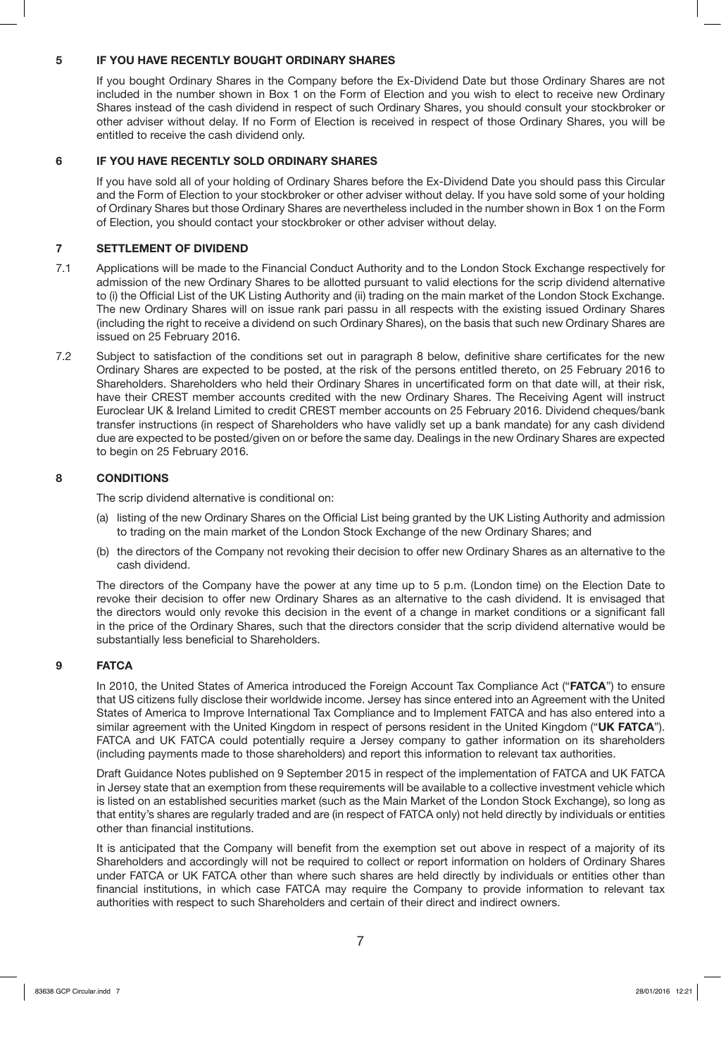## 5 IF YOU HAVE RECENTLY BOUGHT ORDINARY SHARES

If you bought Ordinary Shares in the Company before the Ex-Dividend Date but those Ordinary Shares are not included in the number shown in Box 1 on the Form of Election and you wish to elect to receive new Ordinary Shares instead of the cash dividend in respect of such Ordinary Shares, you should consult your stockbroker or other adviser without delay. If no Form of Election is received in respect of those Ordinary Shares, you will be entitled to receive the cash dividend only.

## 6 IF YOU HAVE RECENTLY SOLD ORDINARY SHARES

If you have sold all of your holding of Ordinary Shares before the Ex-Dividend Date you should pass this Circular and the Form of Election to your stockbroker or other adviser without delay. If you have sold some of your holding of Ordinary Shares but those Ordinary Shares are nevertheless included in the number shown in Box 1 on the Form of Election, you should contact your stockbroker or other adviser without delay.

## 7 SETTLEMENT OF DIVIDEND

7.1 Applications will be made to the Financial Conduct Authority and to the London Stock Exchange respectively for admission of the new Ordinary Shares to be allotted pursuant to valid elections for the scrip dividend alternative to (i) the Official List of the UK Listing Authority and (ii) trading on the main market of the London Stock Exchange. The new Ordinary Shares will on issue rank pari passu in all respects with the existing issued Ordinary Shares (including the right to receive a dividend on such Ordinary Shares), on the basis that such new Ordinary Shares are issued on 25 February 2016.

7.2 Subject to satisfaction of the conditions set out in paragraph 8 below, definitive share certificates for the new Ordinary Shares are expected to be posted, at the risk of the persons entitled thereto, on 25 February 2016 to Shareholders. Shareholders who held their Ordinary Shares in uncertificated form on that date will, at their risk, have their CREST member accounts credited with the new Ordinary Shares. The Receiving Agent will instruct Euroclear UK & Ireland Limited to credit CREST member accounts on 25 February 2016. Dividend cheques/bank transfer instructions (in respect of Shareholders who have validly set up a bank mandate) for any cash dividend due are expected to be posted/given on or before the same day. Dealings in the new Ordinary Shares are expected to begin on 25 February 2016.

## 8 CONDITIONS

The scrip dividend alternative is conditional on:

(a) listing of the new Ordinary Shares on the Official List being granted by the UK Listing Authority and admission to trading on the main market of the London Stock Exchange of the new Ordinary Shares; and

(b) the directors of the Company not revoking their decision to offer new Ordinary Shares as an alternative to the cash dividend.

The directors of the Company have the power at any time up to 5 p.m. (London time) on the Election Date to revoke their decision to offer new Ordinary Shares as an alternative to the cash dividend. It is envisaged that the directors would only revoke this decision in the event of a change in market conditions or a significant fall in the price of the Ordinary Shares, such that the directors consider that the scrip dividend alternative would be substantially less beneficial to Shareholders.

## 9 FATCA

In 2010, the United States of America introduced the Foreign Account Tax Compliance Act ("**FATCA**") to ensure that US citizens fully disclose their worldwide income. Jersey has since entered into an Agreement with the United States of America to Improve International Tax Compliance and to Implement FATCA and has also entered into a similar agreement with the United Kingdom in respect of persons resident in the United Kingdom ("**UK FATCA**"). FATCA and UK FATCA could potentially require a Jersey company to gather information on its shareholders (including payments made to those shareholders) and report this information to relevant tax authorities.

Draft Guidance Notes published on 9 September 2015 in respect of the implementation of FATCA and UK FATCA in Jersey state that an exemption from these requirements will be available to a collective investment vehicle which is listed on an established securities market (such as the Main Market of the London Stock Exchange), so long as that entity's shares are regularly traded and are (in respect of FATCA only) not held directly by individuals or entities other than financial institutions.

It is anticipated that the Company will benefit from the exemption set out above in respect of a majority of its Shareholders and accordingly will not be required to collect or report information on holders of Ordinary Shares under FATCA or UK FATCA other than where such shares are held directly by individuals or entities other than financial institutions, in which case FATCA may require the Company to provide information to relevant tax authorities with respect to such Shareholders and certain of their direct and indirect owners.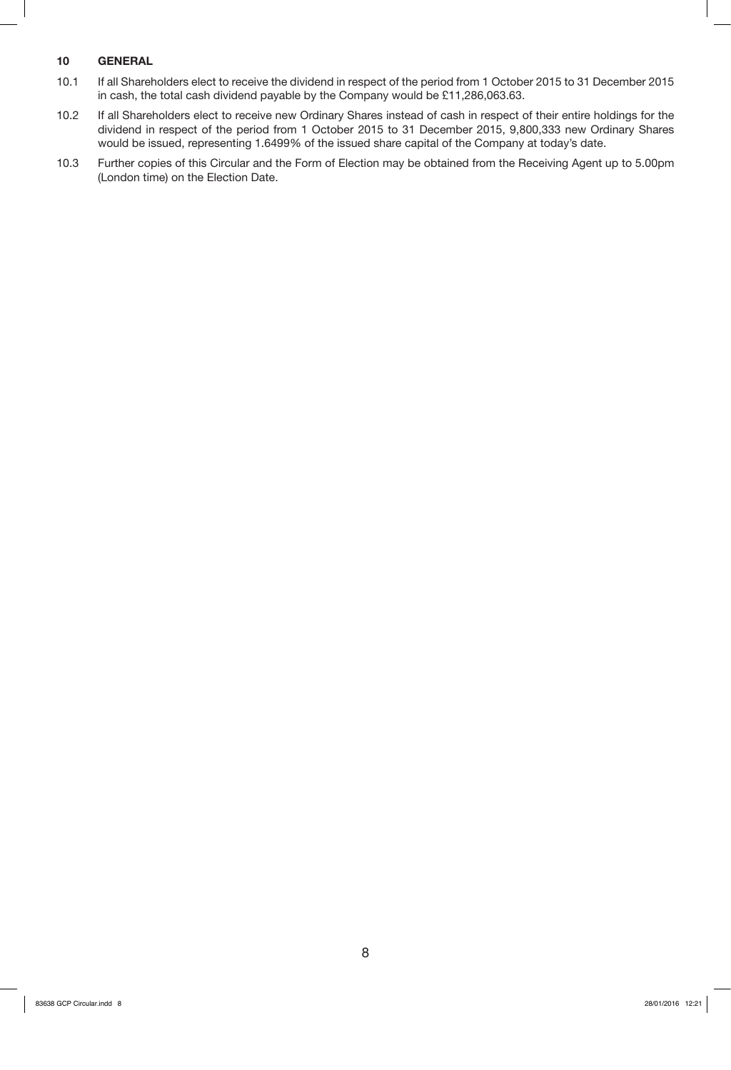## 10 GENERAL

10.1 If all Shareholders elect to receive the dividend in respect of the period from 1 October 2015 to 31 December 2015 in cash, the total cash dividend payable by the Company would be £11,286,063.63.

10.2 If all Shareholders elect to receive new Ordinary Shares instead of cash in respect of their entire holdings for the dividend in respect of the period from 1 October 2015 to 31 December 2015, 9,800,333 new Ordinary Shares would be issued, representing 1.6499% of the issued share capital of the Company at today's date.

10.3 Further copies of this Circular and the Form of Election may be obtained from the Receiving Agent up to 5.00pm (London time) on the Election Date.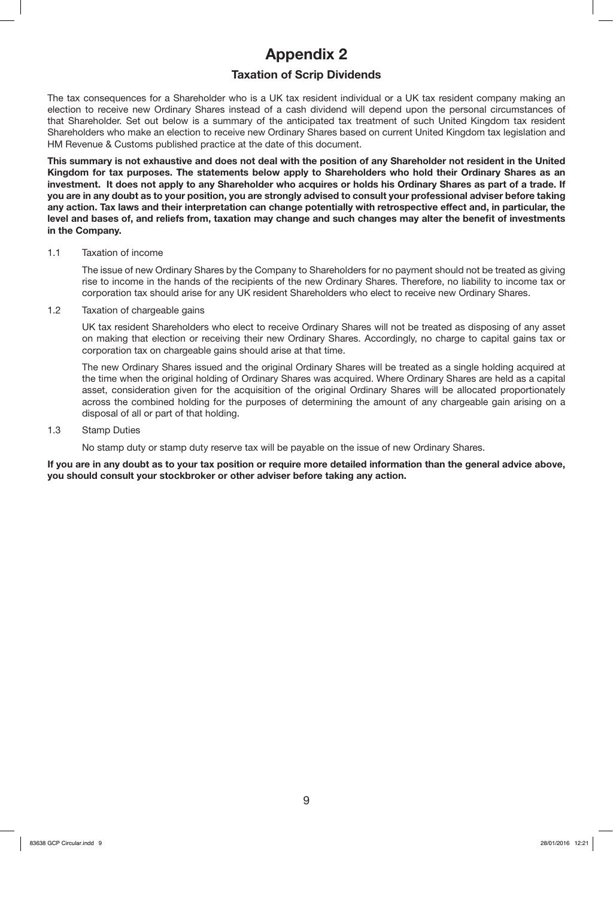# Appendix 2

## Taxation of Scrip Dividends

The tax consequences for a Shareholder who is a UK tax resident individual or a UK tax resident company making an election to receive new Ordinary Shares instead of a cash dividend will depend upon the personal circumstances of that Shareholder. Set out below is a summary of the anticipated tax treatment of such United Kingdom tax resident Shareholders who make an election to receive new Ordinary Shares based on current United Kingdom tax legislation and HM Revenue & Customs published practice at the date of this document.

**This summary is not exhaustive and does not deal with the position of any Shareholder not resident in the United Kingdom for tax purposes. The statements below apply to Shareholders who hold their Ordinary Shares as an investment. It does not apply to any Shareholder who acquires or holds his Ordinary Shares as part of a trade. If you are in any doubt as to your position, you are strongly advised to consult your professional adviser before taking any action. Tax laws and their interpretation can change potentially with retrospective effect and, in particular, the level and bases of, and reliefs from, taxation may change and such changes may alter the benefit of investments in the Company.**

1.1 Taxation of income

The issue of new Ordinary Shares by the Company to Shareholders for no payment should not be treated as giving rise to income in the hands of the recipients of the new Ordinary Shares. Therefore, no liability to income tax or corporation tax should arise for any UK resident Shareholders who elect to receive new Ordinary Shares.

1.2 Taxation of chargeable gains

UK tax resident Shareholders who elect to receive Ordinary Shares will not be treated as disposing of any asset on making that election or receiving their new Ordinary Shares. Accordingly, no charge to capital gains tax or corporation tax on chargeable gains should arise at that time.

The new Ordinary Shares issued and the original Ordinary Shares will be treated as a single holding acquired at the time when the original holding of Ordinary Shares was acquired. Where Ordinary Shares are held as a capital asset, consideration given for the acquisition of the original Ordinary Shares will be allocated proportionately across the combined holding for the purposes of determining the amount of any chargeable gain arising on a disposal of all or part of that holding.

1.3 Stamp Duties

No stamp duty or stamp duty reserve tax will be payable on the issue of new Ordinary Shares.

**If you are in any doubt as to your tax position or require more detailed information than the general advice above, you should consult your stockbroker or other adviser before taking any action.**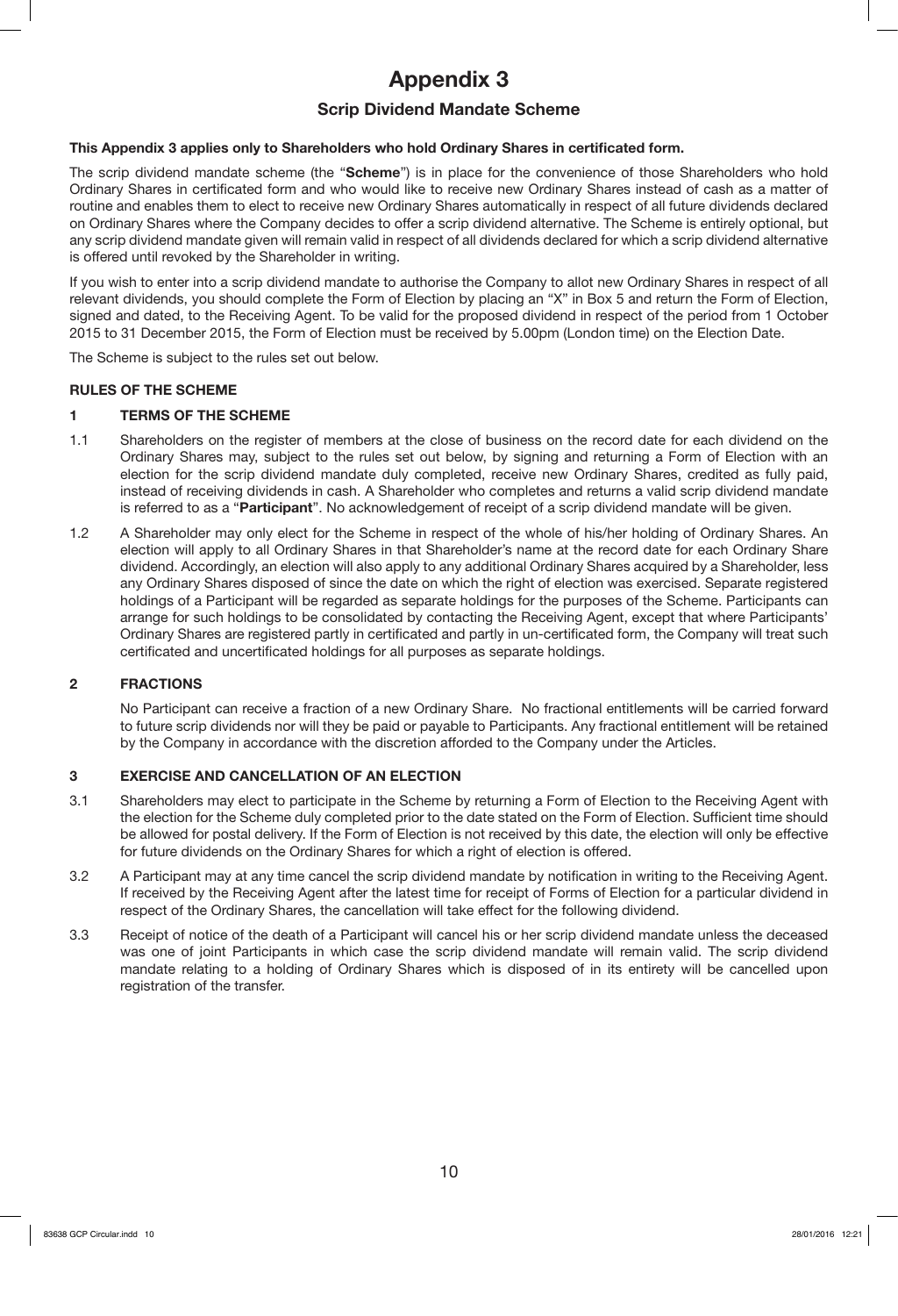# Appendix 3

## Scrip Dividend Mandate Scheme

**This Appendix 3 applies only to Shareholders who hold Ordinary Shares in certificated form.**

The scrip dividend mandate scheme (the "**Scheme**") is in place for the convenience of those Shareholders who hold Ordinary Shares in certificated form and who would like to receive new Ordinary Shares instead of cash as a matter of routine and enables them to elect to receive new Ordinary Shares automatically in respect of all future dividends declared on Ordinary Shares where the Company decides to offer a scrip dividend alternative. The Scheme is entirely optional, but any scrip dividend mandate given will remain valid in respect of all dividends declared for which a scrip dividend alternative is offered until revoked by the Shareholder in writing.

If you wish to enter into a scrip dividend mandate to authorise the Company to allot new Ordinary Shares in respect of all relevant dividends, you should complete the Form of Election by placing an "X" in Box 5 and return the Form of Election, signed and dated, to the Receiving Agent. To be valid for the proposed dividend in respect of the period from 1 October 2015 to 31 December 2015, the Form of Election must be received by 5.00pm (London time) on the Election Date.

The Scheme is subject to the rules set out below.

### RULES OF THE SCHEME

#### 1 TERMS OF THE SCHEME

1.1 Shareholders on the register of members at the close of business on the record date for each dividend on the Ordinary Shares may, subject to the rules set out below, by signing and returning a Form of Election with an election for the scrip dividend mandate duly completed, receive new Ordinary Shares, credited as fully paid, instead of receiving dividends in cash. A Shareholder who completes and returns a valid scrip dividend mandate is referred to as a "**Participant**". No acknowledgement of receipt of a scrip dividend mandate will be given.

1.2 A Shareholder may only elect for the Scheme in respect of the whole of his/her holding of Ordinary Shares. An election will apply to all Ordinary Shares in that Shareholder's name at the record date for each Ordinary Share dividend. Accordingly, an election will also apply to any additional Ordinary Shares acquired by a Shareholder, less any Ordinary Shares disposed of since the date on which the right of election was exercised. Separate registered holdings of a Participant will be regarded as separate holdings for the purposes of the Scheme. Participants can arrange for such holdings to be consolidated by contacting the Receiving Agent, except that where Participants' Ordinary Shares are registered partly in certificated and partly in un-certificated form, the Company will treat such certificated and uncertificated holdings for all purposes as separate holdings.

#### 2 FRACTIONS

No Participant can receive a fraction of a new Ordinary Share. No fractional entitlements will be carried forward to future scrip dividends nor will they be paid or payable to Participants. Any fractional entitlement will be retained by the Company in accordance with the discretion afforded to the Company under the Articles.

#### 3 EXERCISE AND CANCELLATION OF AN ELECTION

3.1 Shareholders may elect to participate in the Scheme by returning a Form of Election to the Receiving Agent with the election for the Scheme duly completed prior to the date stated on the Form of Election. Sufficient time should be allowed for postal delivery. If the Form of Election is not received by this date, the election will only be effective for future dividends on the Ordinary Shares for which a right of election is offered.

3.2 A Participant may at any time cancel the scrip dividend mandate by notification in writing to the Receiving Agent. If received by the Receiving Agent after the latest time for receipt of Forms of Election for a particular dividend in respect of the Ordinary Shares, the cancellation will take effect for the following dividend.

3.3 Receipt of notice of the death of a Participant will cancel his or her scrip dividend mandate unless the deceased was one of joint Participants in which case the scrip dividend mandate will remain valid. The scrip dividend mandate relating to a holding of Ordinary Shares which is disposed of in its entirety will be cancelled upon registration of the transfer.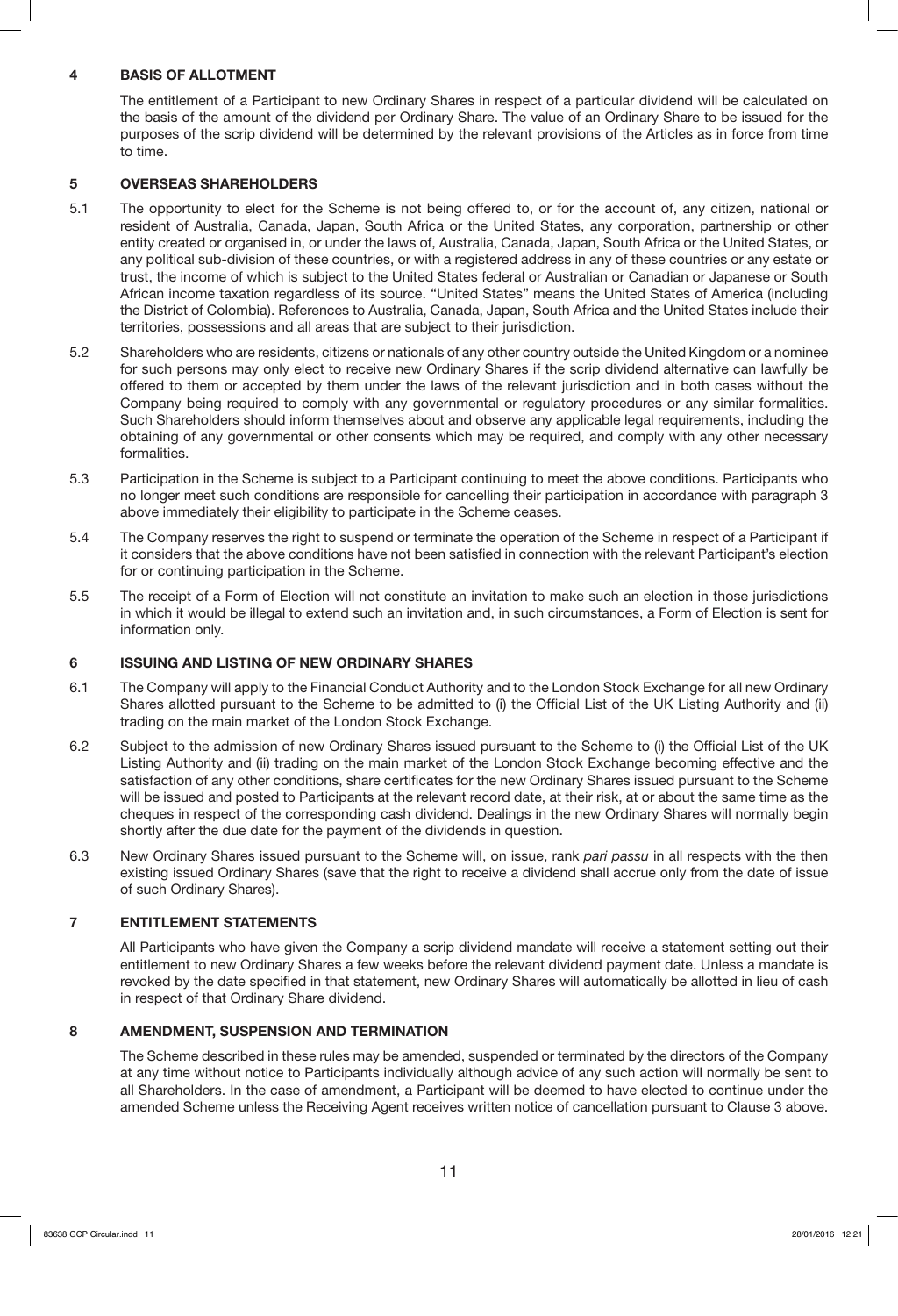## 4 BASIS OF ALLOTMENT

The entitlement of a Participant to new Ordinary Shares in respect of a particular dividend will be calculated on the basis of the amount of the dividend per Ordinary Share. The value of an Ordinary Share to be issued for the purposes of the scrip dividend will be determined by the relevant provisions of the Articles as in force from time to time.

## 5 OVERSEAS SHAREHOLDERS

5.1 The opportunity to elect for the Scheme is not being offered to, or for the account of, any citizen, national or resident of Australia, Canada, Japan, South Africa or the United States, any corporation, partnership or other entity created or organised in, or under the laws of, Australia, Canada, Japan, South Africa or the United States, or any political sub-division of these countries, or with a registered address in any of these countries or any estate or trust, the income of which is subject to the United States federal or Australian or Canadian or Japanese or South African income taxation regardless of its source. "United States" means the United States of America (including the District of Colombia). References to Australia, Canada, Japan, South Africa and the United States include their territories, possessions and all areas that are subject to their jurisdiction.

5.2 Shareholders who are residents, citizens or nationals of any other country outside the United Kingdom or a nominee for such persons may only elect to receive new Ordinary Shares if the scrip dividend alternative can lawfully be offered to them or accepted by them under the laws of the relevant jurisdiction and in both cases without the Company being required to comply with any governmental or regulatory procedures or any similar formalities. Such Shareholders should inform themselves about and observe any applicable legal requirements, including the obtaining of any governmental or other consents which may be required, and comply with any other necessary formalities.

5.3 Participation in the Scheme is subject to a Participant continuing to meet the above conditions. Participants who no longer meet such conditions are responsible for cancelling their participation in accordance with paragraph 3 above immediately their eligibility to participate in the Scheme ceases.

5.4 The Company reserves the right to suspend or terminate the operation of the Scheme in respect of a Participant if it considers that the above conditions have not been satisfied in connection with the relevant Participant's election for or continuing participation in the Scheme.

5.5 The receipt of a Form of Election will not constitute an invitation to make such an election in those jurisdictions in which it would be illegal to extend such an invitation and, in such circumstances, a Form of Election is sent for information only.

## 6 ISSUING AND LISTING OF NEW ORDINARY SHARES

6.1 The Company will apply to the Financial Conduct Authority and to the London Stock Exchange for all new Ordinary Shares allotted pursuant to the Scheme to be admitted to (i) the Official List of the UK Listing Authority and (ii) trading on the main market of the London Stock Exchange.

6.2 Subject to the admission of new Ordinary Shares issued pursuant to the Scheme to (i) the Official List of the UK Listing Authority and (ii) trading on the main market of the London Stock Exchange becoming effective and the satisfaction of any other conditions, share certificates for the new Ordinary Shares issued pursuant to the Scheme will be issued and posted to Participants at the relevant record date, at their risk, at or about the same time as the cheques in respect of the corresponding cash dividend. Dealings in the new Ordinary Shares will normally begin shortly after the due date for the payment of the dividends in question.

6.3 New Ordinary Shares issued pursuant to the Scheme will, on issue, rank *pari passu* in all respects with the then existing issued Ordinary Shares (save that the right to receive a dividend shall accrue only from the date of issue of such Ordinary Shares).

## 7 ENTITLEMENT STATEMENTS

All Participants who have given the Company a scrip dividend mandate will receive a statement setting out their entitlement to new Ordinary Shares a few weeks before the relevant dividend payment date. Unless a mandate is revoked by the date specified in that statement, new Ordinary Shares will automatically be allotted in lieu of cash in respect of that Ordinary Share dividend.

## 8 AMENDMENT, SUSPENSION AND TERMINATION

The Scheme described in these rules may be amended, suspended or terminated by the directors of the Company at any time without notice to Participants individually although advice of any such action will normally be sent to all Shareholders. In the case of amendment, a Participant will be deemed to have elected to continue under the amended Scheme unless the Receiving Agent receives written notice of cancellation pursuant to Clause 3 above.